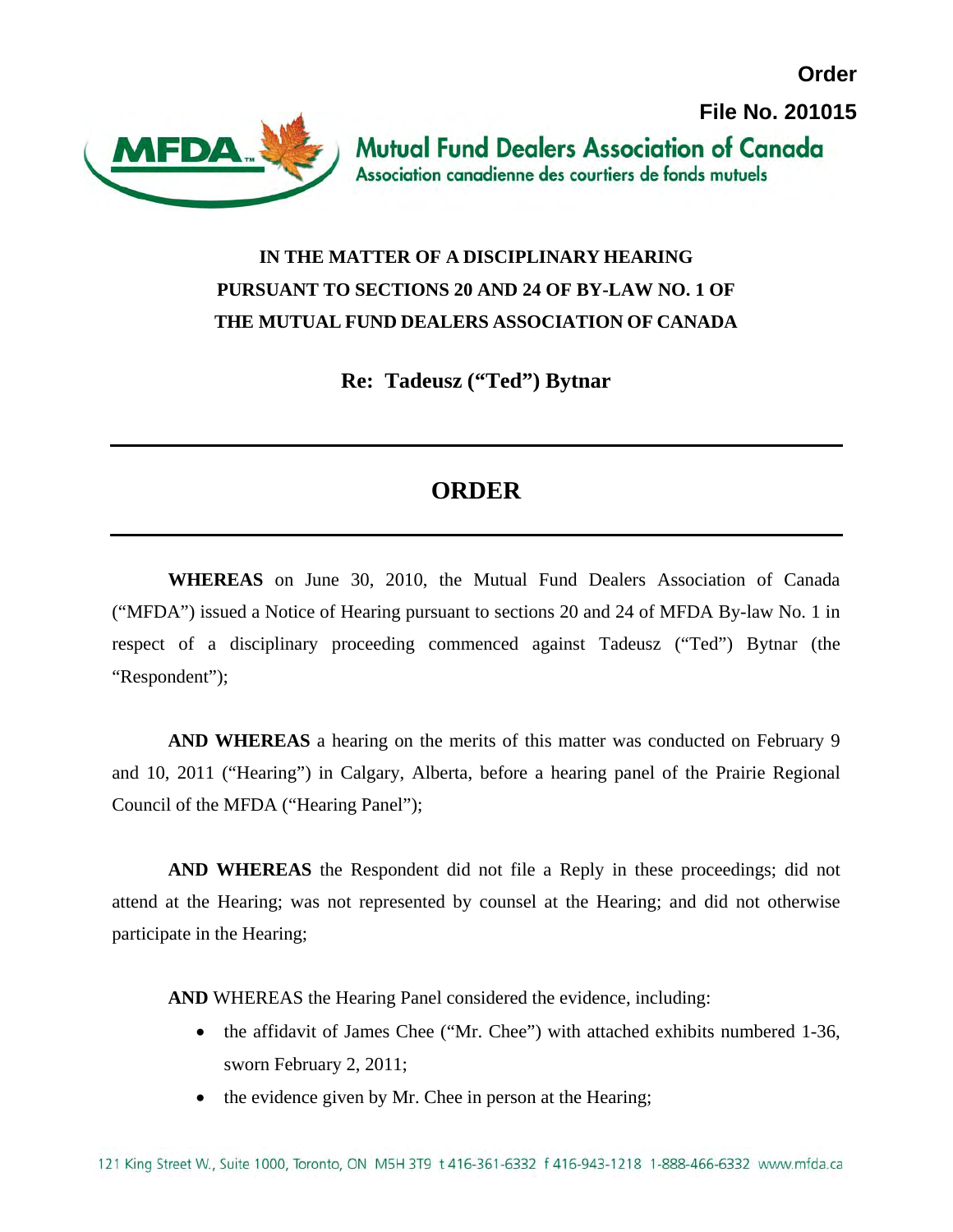**Order**

**File No. 201015**

Mutual Fund Dealers Association of Canada
Association canadienne des courtiers de fonds mutuels

**IN THE MATTER OF A DISCIPLINARY HEARING PURSUANT TO SECTIONS 20 AND 24 OF BY-LAW NO. 1 OF THE MUTUAL FUND DEALERS ASSOCIATION OF CANADA**

**Re: Tadeusz ("Ted") Bytnar**

# ORDER

**WHEREAS** on June 30, 2010, the Mutual Fund Dealers Association of Canada ("MFDA") issued a Notice of Hearing pursuant to sections 20 and 24 of MFDA By-law No. 1 in respect of a disciplinary proceeding commenced against Tadeusz ("Ted") Bytnar (the "Respondent");

**AND WHEREAS** a hearing on the merits of this matter was conducted on February 9 and 10, 2011 ("Hearing") in Calgary, Alberta, before a hearing panel of the Prairie Regional Council of the MFDA ("Hearing Panel");

**AND WHEREAS** the Respondent did not file a Reply in these proceedings; did not attend at the Hearing; was not represented by counsel at the Hearing; and did not otherwise participate in the Hearing;

**AND** WHEREAS the Hearing Panel considered the evidence, including:

- the affidavit of James Chee ("Mr. Chee") with attached exhibits numbered 1-36, sworn February 2, 2011;
- the evidence given by Mr. Chee in person at the Hearing;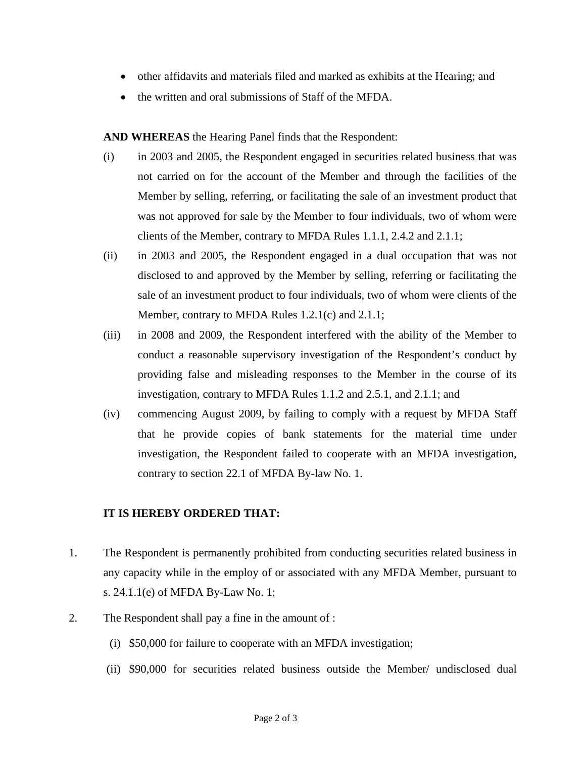- other affidavits and materials filed and marked as exhibits at the Hearing; and
- the written and oral submissions of Staff of the MFDA.

**AND WHEREAS** the Hearing Panel finds that the Respondent:

(i) in 2003 and 2005, the Respondent engaged in securities related business that was not carried on for the account of the Member and through the facilities of the Member by selling, referring, or facilitating the sale of an investment product that was not approved for sale by the Member to four individuals, two of whom were clients of the Member, contrary to MFDA Rules 1.1.1, 2.4.2 and 2.1.1;

(ii) in 2003 and 2005, the Respondent engaged in a dual occupation that was not disclosed to and approved by the Member by selling, referring or facilitating the sale of an investment product to four individuals, two of whom were clients of the Member, contrary to MFDA Rules 1.2.1(c) and 2.1.1;

(iii) in 2008 and 2009, the Respondent interfered with the ability of the Member to conduct a reasonable supervisory investigation of the Respondent's conduct by providing false and misleading responses to the Member in the course of its investigation, contrary to MFDA Rules 1.1.2 and 2.5.1, and 2.1.1; and

(iv) commencing August 2009, by failing to comply with a request by MFDA Staff that he provide copies of bank statements for the material time under investigation, the Respondent failed to cooperate with an MFDA investigation, contrary to section 22.1 of MFDA By-law No. 1.

**IT IS HEREBY ORDERED THAT:**

1. The Respondent is permanently prohibited from conducting securities related business in any capacity while in the employ of or associated with any MFDA Member, pursuant to s. 24.1.1(e) of MFDA By-Law No. 1;

2. The Respondent shall pay a fine in the amount of :

   (i) $50,000 for failure to cooperate with an MFDA investigation;

   (ii) $90,000 for securities related business outside the Member/ undisclosed dual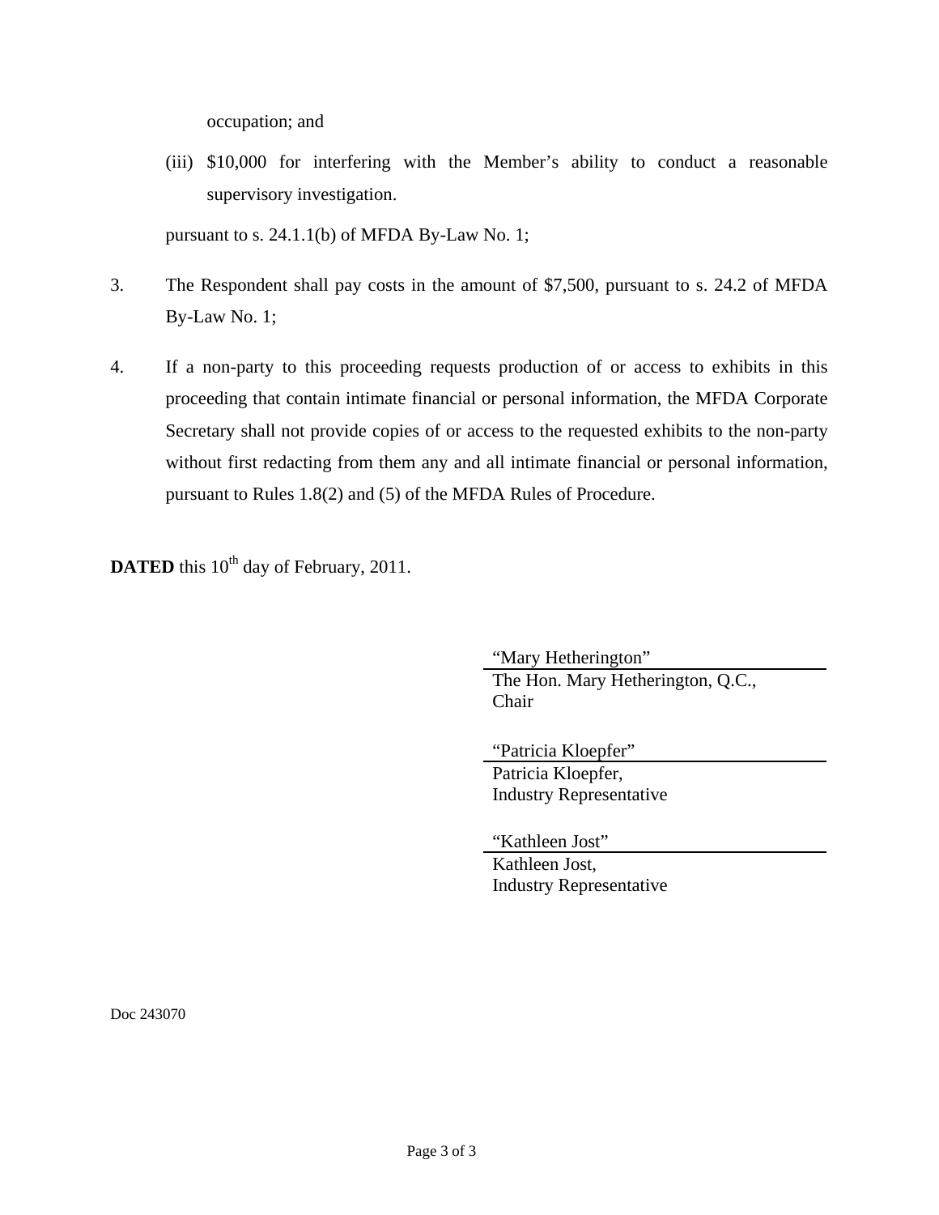occupation; and

(iii) $10,000 for interfering with the Member's ability to conduct a reasonable supervisory investigation.

pursuant to s. 24.1.1(b) of MFDA By-Law No. 1;

3. The Respondent shall pay costs in the amount of $7,500, pursuant to s. 24.2 of MFDA By-Law No. 1;

4. If a non-party to this proceeding requests production of or access to exhibits in this proceeding that contain intimate financial or personal information, the MFDA Corporate Secretary shall not provide copies of or access to the requested exhibits to the non-party without first redacting from them any and all intimate financial or personal information, pursuant to Rules 1.8(2) and (5) of the MFDA Rules of Procedure.

**DATED** this 10th day of February, 2011.

"Mary Hetherington"
The Hon. Mary Hetherington, Q.C.,
Chair

"Patricia Kloepfer"
Patricia Kloepfer,
Industry Representative

"Kathleen Jost"
Kathleen Jost,
Industry Representative

Doc 243070